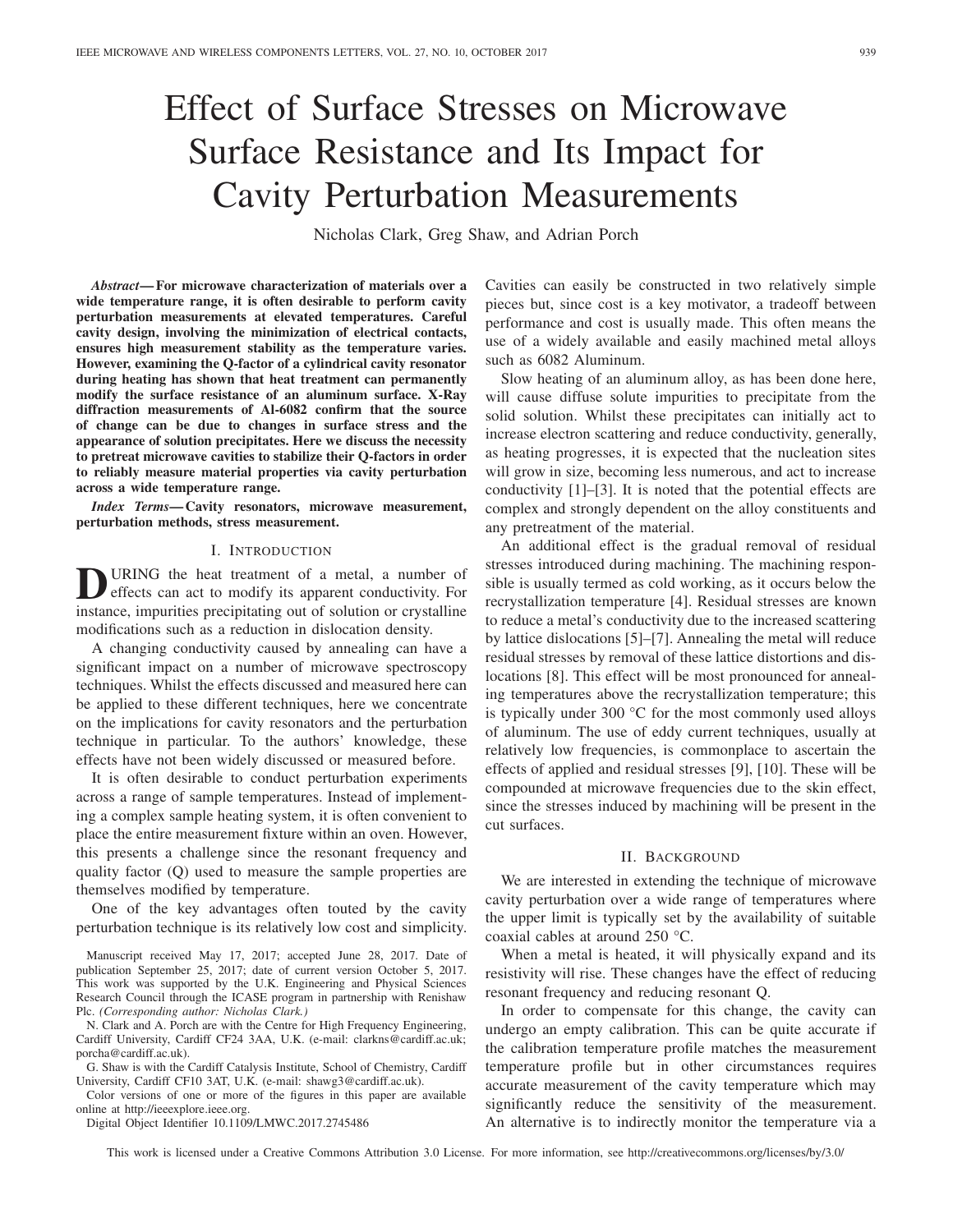# Effect of Surface Stresses on Microwave Surface Resistance and Its Impact for Cavity Perturbation Measurements

Nicholas Clark, Greg Shaw, and Adrian Porch

***Abstract*— For microwave characterization of materials over a wide temperature range, it is often desirable to perform cavity perturbation measurements at elevated temperatures. Careful cavity design, involving the minimization of electrical contacts, ensures high measurement stability as the temperature varies. However, examining the Q-factor of a cylindrical cavity resonator during heating has shown that heat treatment can permanently modify the surface resistance of an aluminum surface. X-Ray diffraction measurements of Al-6082 confirm that the source of change can be due to changes in surface stress and the appearance of solution precipitates. Here we discuss the necessity to pretreat microwave cavities to stabilize their Q-factors in order to reliably measure material properties via cavity perturbation across a wide temperature range.**

***Index Terms*— Cavity resonators, microwave measurement, perturbation methods, stress measurement.**

## I. Introduction

During the heat treatment of a metal, a number of effects can act to modify its apparent conductivity. For instance, impurities precipitating out of solution or crystalline modifications such as a reduction in dislocation density.

A changing conductivity caused by annealing can have a significant impact on a number of microwave spectroscopy techniques. Whilst the effects discussed and measured here can be applied to these different techniques, here we concentrate on the implications for cavity resonators and the perturbation technique in particular. To the authors' knowledge, these effects have not been widely discussed or measured before.

It is often desirable to conduct perturbation experiments across a range of sample temperatures. Instead of implementing a complex sample heating system, it is often convenient to place the entire measurement fixture within an oven. However, this presents a challenge since the resonant frequency and quality factor (Q) used to measure the sample properties are themselves modified by temperature.

One of the key advantages often touted by the cavity perturbation technique is its relatively low cost and simplicity. Cavities can easily be constructed in two relatively simple pieces but, since cost is a key motivator, a tradeoff between performance and cost is usually made. This often means the use of a widely available and easily machined metal alloys such as 6082 Aluminum.

Slow heating of an aluminum alloy, as has been done here, will cause diffuse solute impurities to precipitate from the solid solution. Whilst these precipitates can initially act to increase electron scattering and reduce conductivity, generally, as heating progresses, it is expected that the nucleation sites will grow in size, becoming less numerous, and act to increase conductivity [1]–[3]. It is noted that the potential effects are complex and strongly dependent on the alloy constituents and any pretreatment of the material.

An additional effect is the gradual removal of residual stresses introduced during machining. The machining responsible is usually termed as cold working, as it occurs below the recrystallization temperature [4]. Residual stresses are known to reduce a metal's conductivity due to the increased scattering by lattice dislocations [5]–[7]. Annealing the metal will reduce residual stresses by removal of these lattice distortions and dislocations [8]. This effect will be most pronounced for annealing temperatures above the recrystallization temperature; this is typically under 300 °C for the most commonly used alloys of aluminum. The use of eddy current techniques, usually at relatively low frequencies, is commonplace to ascertain the effects of applied and residual stresses [9], [10]. These will be compounded at microwave frequencies due to the skin effect, since the stresses induced by machining will be present in the cut surfaces.

## II. Background

We are interested in extending the technique of microwave cavity perturbation over a wide range of temperatures where the upper limit is typically set by the availability of suitable coaxial cables at around 250 °C.

When a metal is heated, it will physically expand and its resistivity will rise. These changes have the effect of reducing resonant frequency and reducing resonant Q.

In order to compensate for this change, the cavity can undergo an empty calibration. This can be quite accurate if the calibration temperature profile matches the measurement temperature profile but in other circumstances requires accurate measurement of the cavity temperature which may significantly reduce the sensitivity of the measurement. An alternative is to indirectly monitor the temperature via a

Manuscript received May 17, 2017; accepted June 28, 2017. Date of publication September 25, 2017; date of current version October 5, 2017. This work was supported by the U.K. Engineering and Physical Sciences Research Council through the ICASE program in partnership with Renishaw Plc. *(Corresponding author: Nicholas Clark.)*

N. Clark and A. Porch are with the Centre for High Frequency Engineering, Cardiff University, Cardiff CF24 3AA, U.K. (e-mail: clarkns@cardiff.ac.uk; porcha@cardiff.ac.uk).

G. Shaw is with the Cardiff Catalysis Institute, School of Chemistry, Cardiff University, Cardiff CF10 3AT, U.K. (e-mail: shawg3@cardiff.ac.uk).

Color versions of one or more of the figures in this paper are available online at http://ieeexplore.ieee.org.

Digital Object Identifier 10.1109/LMWC.2017.2745486

This work is licensed under a Creative Commons Attribution 3.0 License. For more information, see http://creativecommons.org/licenses/by/3.0/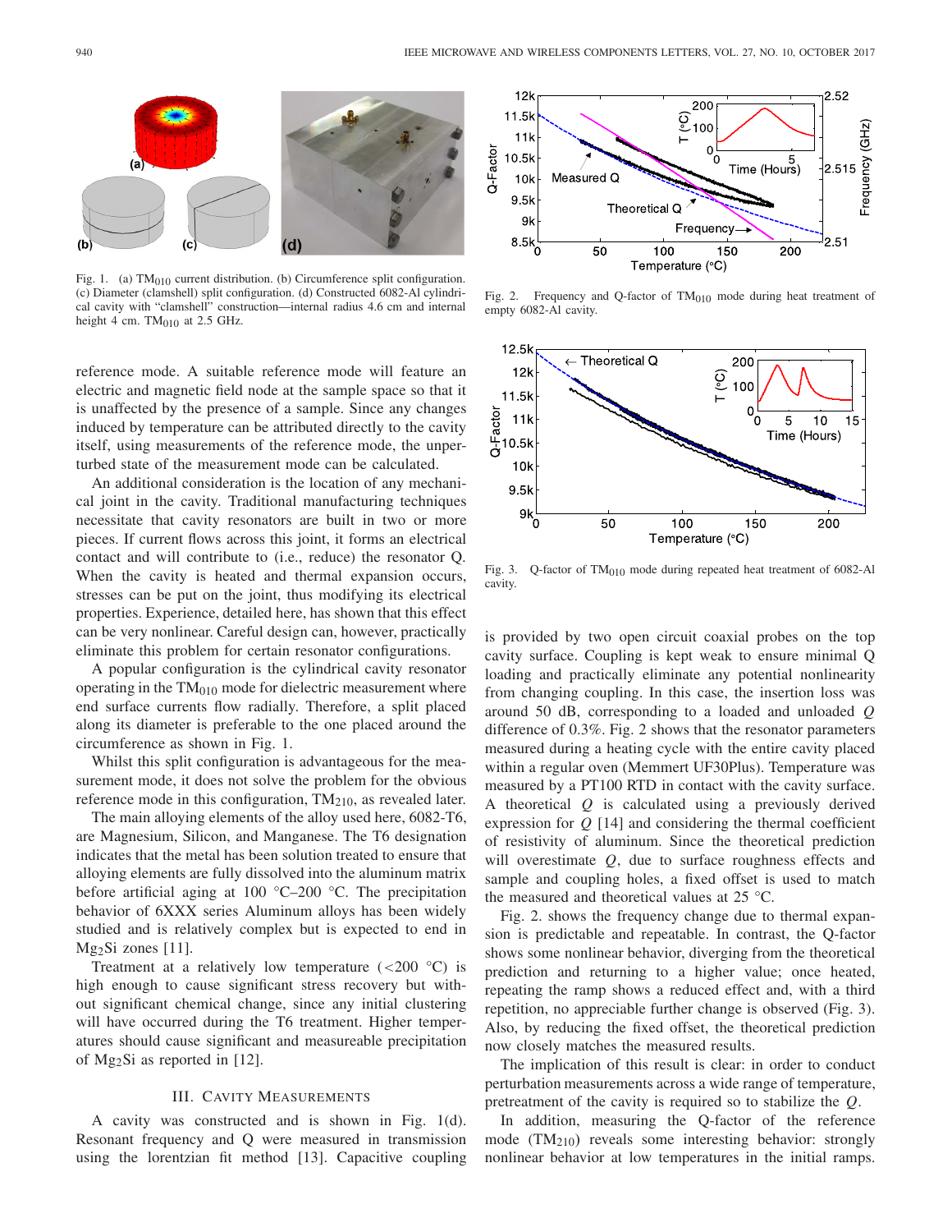Fig. 1. (a) $TM_{010}$ current distribution. (b) Circumference split configuration. (c) Diameter (clamshell) split configuration. (d) Constructed 6082-Al cylindrical cavity with "clamshell" construction—internal radius 4.6 cm and internal height 4 cm. $TM_{010}$ at 2.5 GHz.

reference mode. A suitable reference mode will feature an electric and magnetic field node at the sample space so that it is unaffected by the presence of a sample. Since any changes induced by temperature can be attributed directly to the cavity itself, using measurements of the reference mode, the unperturbed state of the measurement mode can be calculated.

An additional consideration is the location of any mechanical joint in the cavity. Traditional manufacturing techniques necessitate that cavity resonators are built in two or more pieces. If current flows across this joint, it forms an electrical contact and will contribute to (i.e., reduce) the resonator Q. When the cavity is heated and thermal expansion occurs, stresses can be put on the joint, thus modifying its electrical properties. Experience, detailed here, has shown that this effect can be very nonlinear. Careful design can, however, practically eliminate this problem for certain resonator configurations.

A popular configuration is the cylindrical cavity resonator operating in the $TM_{010}$ mode for dielectric measurement where end surface currents flow radially. Therefore, a split placed along its diameter is preferable to the one placed around the circumference as shown in Fig. 1.

Whilst this split configuration is advantageous for the measurement mode, it does not solve the problem for the obvious reference mode in this configuration, $TM_{210}$, as revealed later.

The main alloying elements of the alloy used here, 6082-T6, are Magnesium, Silicon, and Manganese. The T6 designation indicates that the metal has been solution treated to ensure that alloying elements are fully dissolved into the aluminum matrix before artificial aging at 100 °C–200 °C. The precipitation behavior of 6XXX series Aluminum alloys has been widely studied and is relatively complex but is expected to end in $Mg_2Si$ zones [11].

Treatment at a relatively low temperature (<200 °C) is high enough to cause significant stress recovery but without significant chemical change, since any initial clustering will have occurred during the T6 treatment. Higher temperatures should cause significant and measureable precipitation of $Mg_2Si$ as reported in [12].

## III. Cavity Measurements

A cavity was constructed and is shown in Fig. 1(d). Resonant frequency and Q were measured in transmission using the lorentzian fit method [13]. Capacitive coupling is provided by two open circuit coaxial probes on the top cavity surface. Coupling is kept weak to ensure minimal Q loading and practically eliminate any potential nonlinearity from changing coupling. In this case, the insertion loss was around 50 dB, corresponding to a loaded and unloaded $Q$ difference of 0.3%. Fig. 2 shows that the resonator parameters measured during a heating cycle with the entire cavity placed within a regular oven (Memmert UF30Plus). Temperature was measured by a PT100 RTD in contact with the cavity surface. A theoretical $Q$ is calculated using a previously derived expression for $Q$ [14] and considering the thermal coefficient of resistivity of aluminum. Since the theoretical prediction will overestimate $Q$, due to surface roughness effects and sample and coupling holes, a fixed offset is used to match the measured and theoretical values at 25 °C.

Fig. 2. shows the frequency change due to thermal expansion is predictable and repeatable. In contrast, the Q-factor shows some nonlinear behavior, diverging from the theoretical prediction and returning to a higher value; once heated, repeating the ramp shows a reduced effect and, with a third repetition, no appreciable further change is observed (Fig. 3). Also, by reducing the fixed offset, the theoretical prediction now closely matches the measured results.

The implication of this result is clear: in order to conduct perturbation measurements across a wide range of temperature, pretreatment of the cavity is required so to stabilize the $Q$.

In addition, measuring the Q-factor of the reference mode ($TM_{210}$) reveals some interesting behavior: strongly nonlinear behavior at low temperatures in the initial ramps.

Fig. 2. Frequency and Q-factor of $TM_{010}$ mode during heat treatment of empty 6082-Al cavity.

Fig. 3. Q-factor of $TM_{010}$ mode during repeated heat treatment of 6082-Al cavity.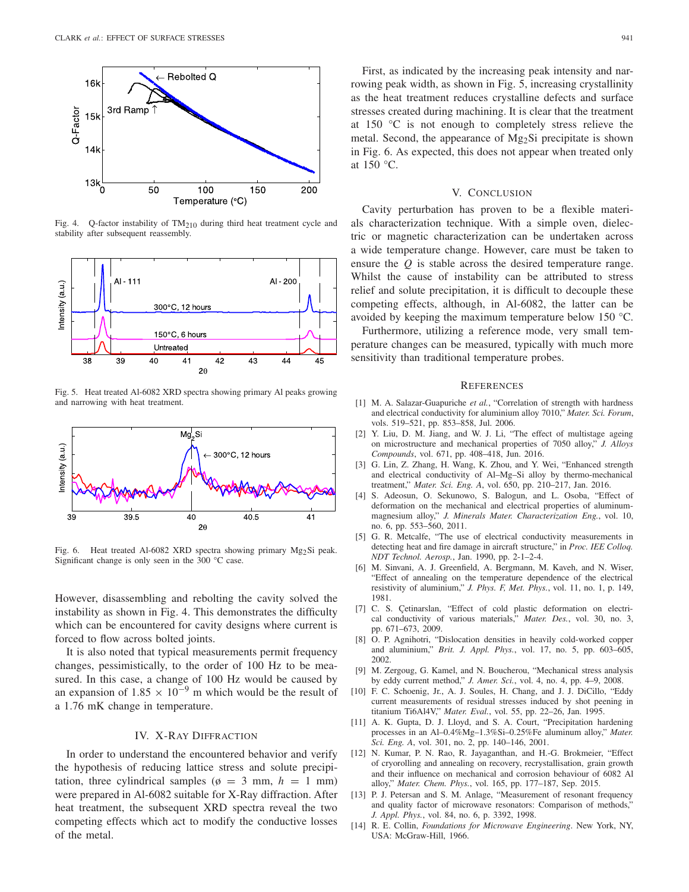← Rebolted Q

3rd Ramp ↑

Q-Factor

16k

15k

14k

13k

0 50 100 150 200

Temperature (°C)

Fig. 4. Q-factor instability of $TM_{210}$ during third heat treatment cycle and stability after subsequent reassembly.

Al - 111

Al - 200

300°C, 12 hours

150°C, 6 hours

Untreated

Intensity (a.u.)

38 39 40 41 42 43 44 45

2θ

Fig. 5. Heat treated Al-6082 XRD spectra showing primary Al peaks growing and narrowing with heat treatment.

$Mg_2Si$

← 300°C, 12 hours

Intensity (a.u.)

39 39.5 40 40.5 41

2θ

Fig. 6. Heat treated Al-6082 XRD spectra showing primary $Mg_2Si$ peak. Significant change is only seen in the 300 °C case.

However, disassembling and rebolting the cavity solved the instability as shown in Fig. 4. This demonstrates the difficulty which can be encountered for cavity designs where current is forced to flow across bolted joints.

It is also noted that typical measurements permit frequency changes, pessimistically, to the order of 100 Hz to be measured. In this case, a change of 100 Hz would be caused by an expansion of $1.85 \times 10^{-9}$ m which would be the result of a 1.76 mK change in temperature.

## IV. X-Ray Diffraction

In order to understand the encountered behavior and verify the hypothesis of reducing lattice stress and solute precipitation, three cylindrical samples ($ø = 3$ mm, $h = 1$ mm) were prepared in Al-6082 suitable for X-Ray diffraction. After heat treatment, the subsequent XRD spectra reveal the two competing effects which act to modify the conductive losses of the metal.

First, as indicated by the increasing peak intensity and narrowing peak width, as shown in Fig. 5, increasing crystallinity as the heat treatment reduces crystalline defects and surface stresses created during machining. It is clear that the treatment at 150 °C is not enough to completely stress relieve the metal. Second, the appearance of $Mg_2Si$ precipitate is shown in Fig. 6. As expected, this does not appear when treated only at 150 °C.

## V. Conclusion

Cavity perturbation has proven to be a flexible materials characterization technique. With a simple oven, dielectric or magnetic characterization can be undertaken across a wide temperature change. However, care must be taken to ensure the $Q$ is stable across the desired temperature range. Whilst the cause of instability can be attributed to stress relief and solute precipitation, it is difficult to decouple these competing effects, although, in Al-6082, the latter can be avoided by keeping the maximum temperature below 150 °C.

Furthermore, utilizing a reference mode, very small temperature changes can be measured, typically with much more sensitivity than traditional temperature probes.

## References

[1] M. A. Salazar-Guapuriche *et al.*, "Correlation of strength with hardness and electrical conductivity for aluminium alloy 7010," *Mater. Sci. Forum*, vols. 519–521, pp. 853–858, Jul. 2006.

[2] Y. Liu, D. M. Jiang, and W. J. Li, "The effect of multistage ageing on microstructure and mechanical properties of 7050 alloy," *J. Alloys Compounds*, vol. 671, pp. 408–418, Jun. 2016.

[3] G. Lin, Z. Zhang, H. Wang, K. Zhou, and Y. Wei, "Enhanced strength and electrical conductivity of Al–Mg–Si alloy by thermo-mechanical treatment," *Mater. Sci. Eng. A*, vol. 650, pp. 210–217, Jan. 2016.

[4] S. Adeosun, O. Sekunowo, S. Balogun, and L. Osoba, "Effect of deformation on the mechanical and electrical properties of aluminum-magnesium alloy," *J. Minerals Mater. Characterization Eng.*, vol. 10, no. 6, pp. 553–560, 2011.

[5] G. R. Metcalfe, "The use of electrical conductivity measurements in detecting heat and fire damage in aircraft structure," in *Proc. IEE Colloq. NDT Technol. Aerosp.*, Jan. 1990, pp. 2-1–2-4.

[6] M. Sinvani, A. J. Greenfield, A. Bergmann, M. Kaveh, and N. Wiser, "Effect of annealing on the temperature dependence of the electrical resistivity of aluminium," *J. Phys. F, Met. Phys.*, vol. 11, no. 1, p. 149, 1981.

[7] C. S. Çetinarslan, "Effect of cold plastic deformation on electrical conductivity of various materials," *Mater. Des.*, vol. 30, no. 3, pp. 671–673, 2009.

[8] O. P. Agnihotri, "Dislocation densities in heavily cold-worked copper and aluminium," *Brit. J. Appl. Phys.*, vol. 17, no. 5, pp. 603–605, 2002.

[9] M. Zergoug, G. Kamel, and N. Boucherou, "Mechanical stress analysis by eddy current method," *J. Amer. Sci.*, vol. 4, no. 4, pp. 4–9, 2008.

[10] F. C. Schoenig, Jr., A. J. Soules, H. Chang, and J. J. DiCillo, "Eddy current measurements of residual stresses induced by shot peening in titanium Ti6Al4V," *Mater. Eval.*, vol. 55, pp. 22–26, Jan. 1995.

[11] A. K. Gupta, D. J. Lloyd, and S. A. Court, "Precipitation hardening processes in an Al–0.4%Mg–1.3%Si–0.25%Fe aluminum alloy," *Mater. Sci. Eng. A*, vol. 301, no. 2, pp. 140–146, 2001.

[12] N. Kumar, P. N. Rao, R. Jayaganthan, and H.-G. Brokmeier, "Effect of cryorolling and annealing on recovery, recrystallisation, grain growth and their influence on mechanical and corrosion behaviour of 6082 Al alloy," *Mater. Chem. Phys.*, vol. 165, pp. 177–187, Sep. 2015.

[13] P. J. Petersan and S. M. Anlage, "Measurement of resonant frequency and quality factor of microwave resonators: Comparison of methods," *J. Appl. Phys.*, vol. 84, no. 6, p. 3392, 1998.

[14] R. E. Collin, *Foundations for Microwave Engineering*. New York, NY, USA: McGraw-Hill, 1966.